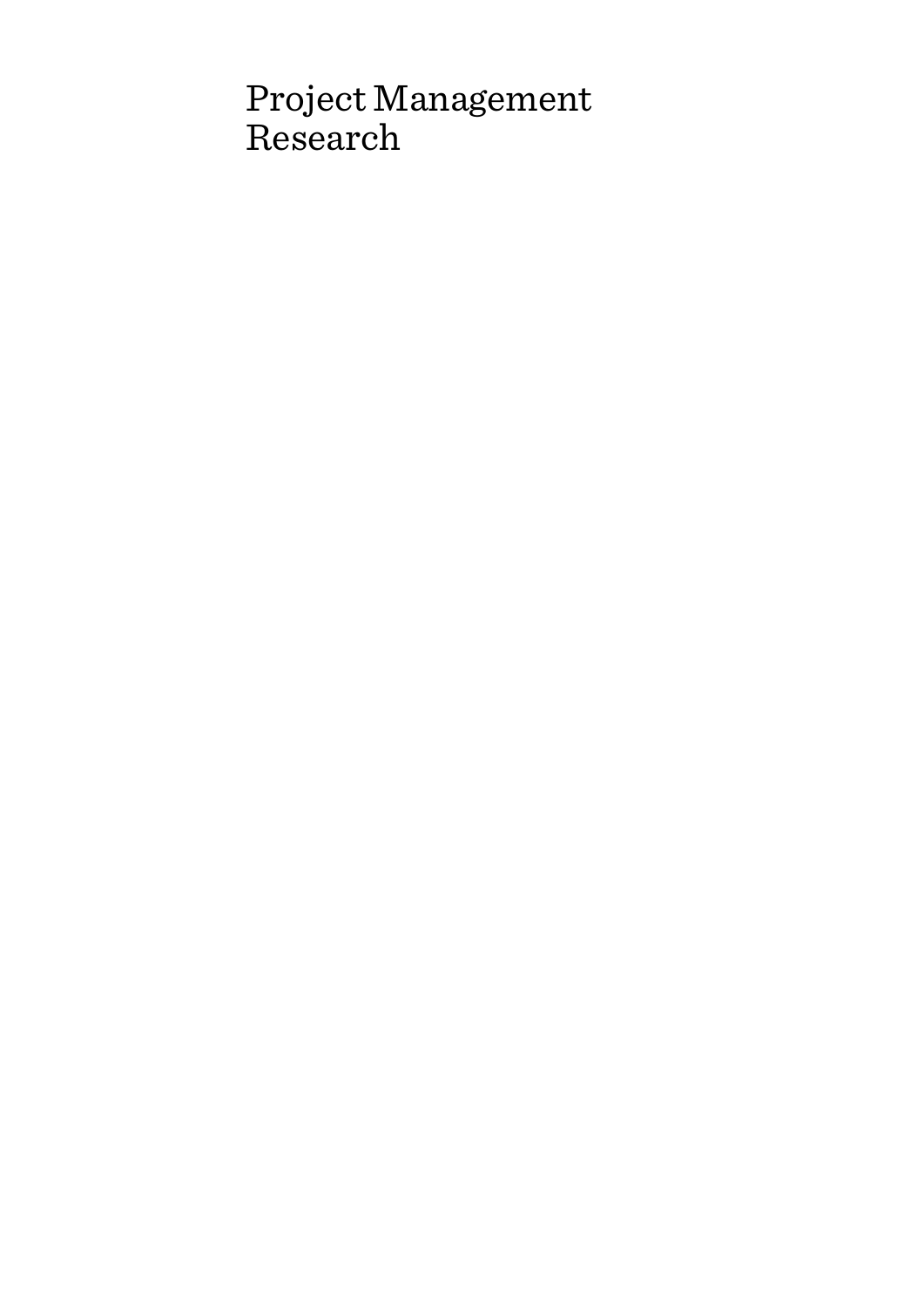# Project Management Research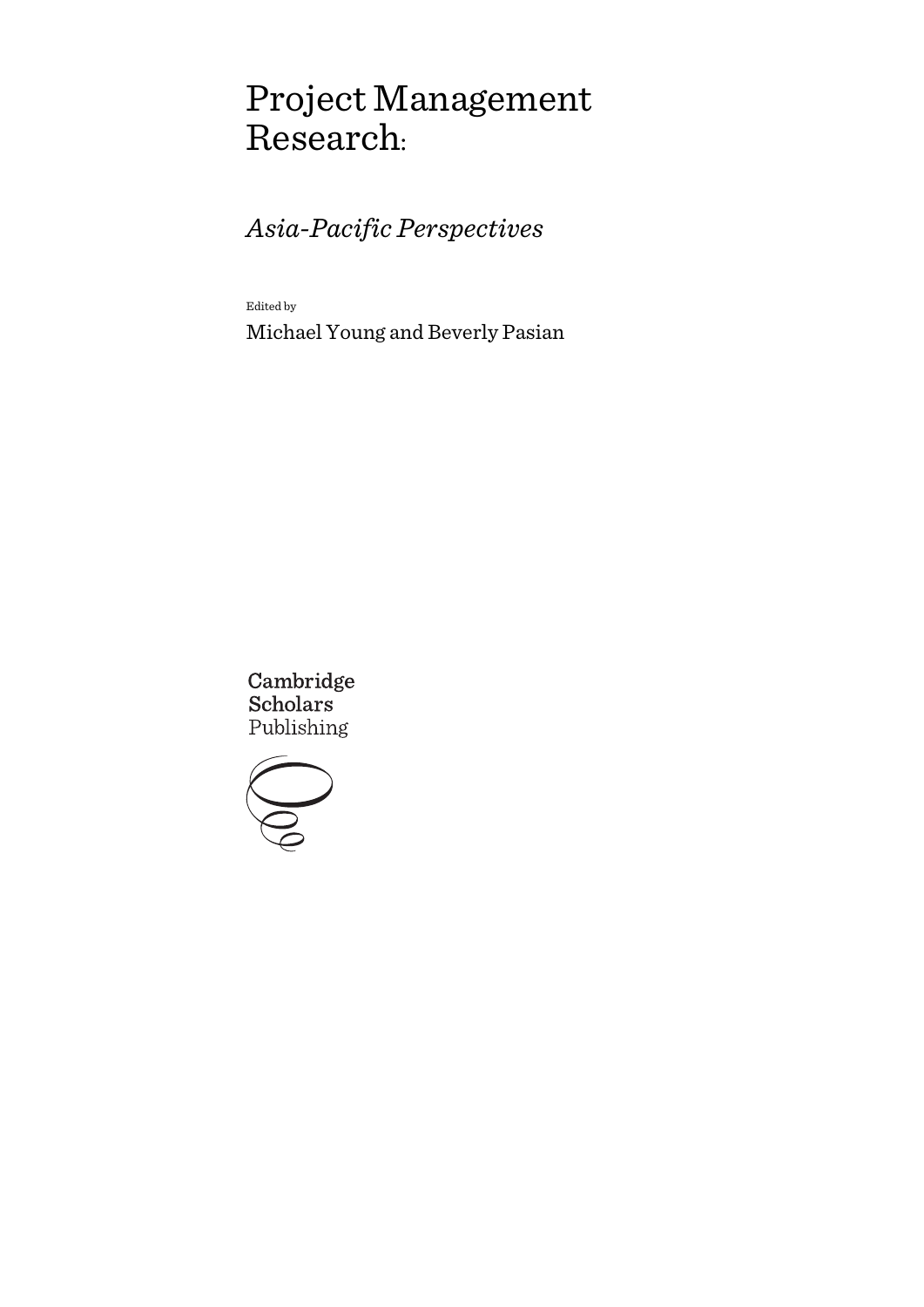# Project Management Research:

## *Asia-Pacific Perspectives*

Edited by

Michael Young and Beverly Pasian

Cambridge Scholars Publishing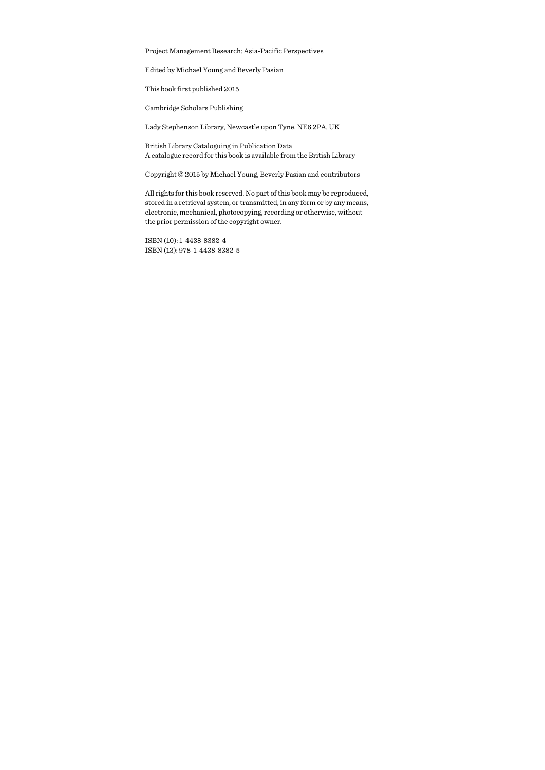Project Management Research: Asia-Pacific Perspectives

Edited by Michael Young and Beverly Pasian

This book first published 2015

Cambridge Scholars Publishing

Lady Stephenson Library, Newcastle upon Tyne, NE6 2PA, UK

British Library Cataloguing in Publication Data
A catalogue record for this book is available from the British Library

Copyright © 2015 by Michael Young, Beverly Pasian and contributors

All rights for this book reserved. No part of this book may be reproduced, stored in a retrieval system, or transmitted, in any form or by any means, electronic, mechanical, photocopying, recording or otherwise, without the prior permission of the copyright owner.

ISBN (10): 1-4438-8382-4
ISBN (13): 978-1-4438-8382-5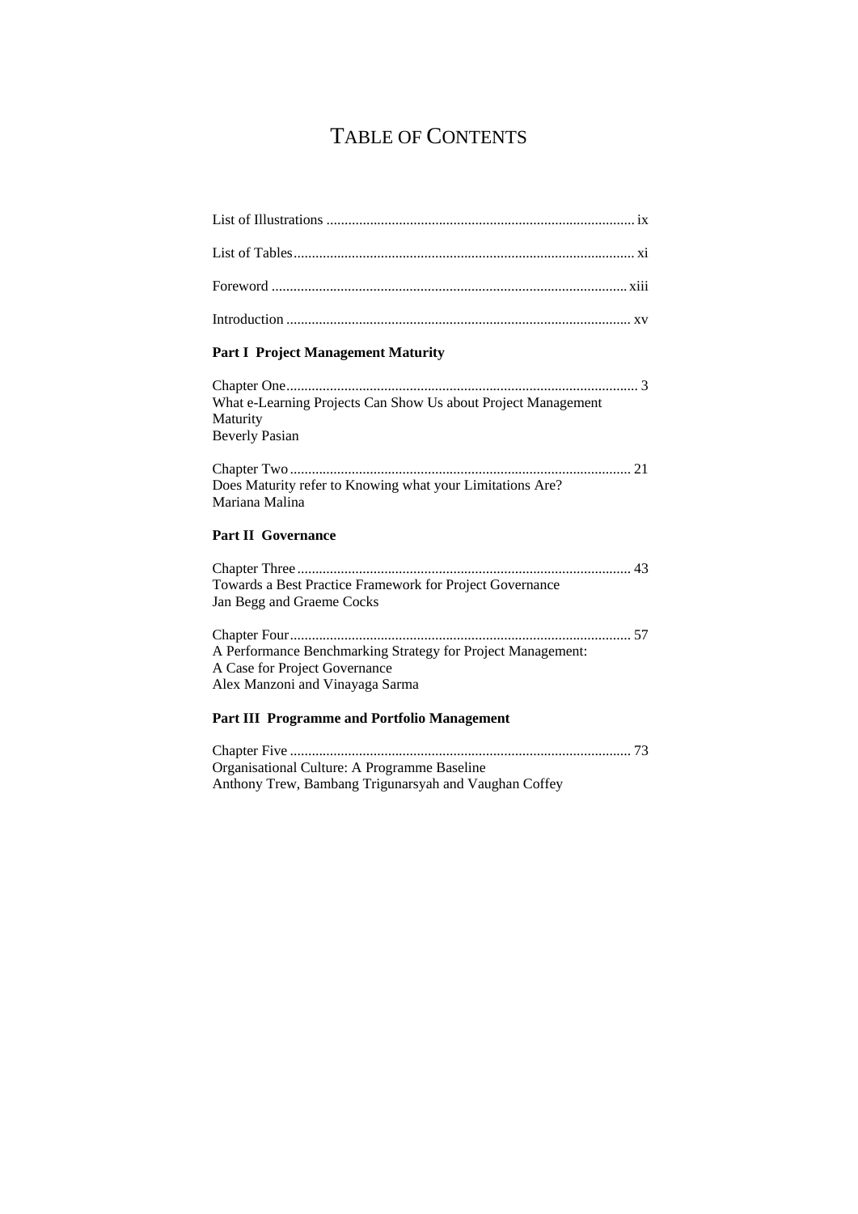# Table of Contents

List of Illustrations .................................................................................... ix

List of Tables............................................................................................. xi

Foreword ................................................................................................. xiii

Introduction .............................................................................................. xv

**Part I Project Management Maturity**

Chapter One................................................................................................ 3
What e-Learning Projects Can Show Us about Project Management Maturity
Beverly Pasian

Chapter Two .............................................................................................. 21
Does Maturity refer to Knowing what your Limitations Are?
Mariana Malina

**Part II Governance**

Chapter Three ............................................................................................ 43
Towards a Best Practice Framework for Project Governance
Jan Begg and Graeme Cocks

Chapter Four.............................................................................................. 57
A Performance Benchmarking Strategy for Project Management:
A Case for Project Governance
Alex Manzoni and Vinayaga Sarma

**Part III Programme and Portfolio Management**

Chapter Five .............................................................................................. 73
Organisational Culture: A Programme Baseline
Anthony Trew, Bambang Trigunarsyah and Vaughan Coffey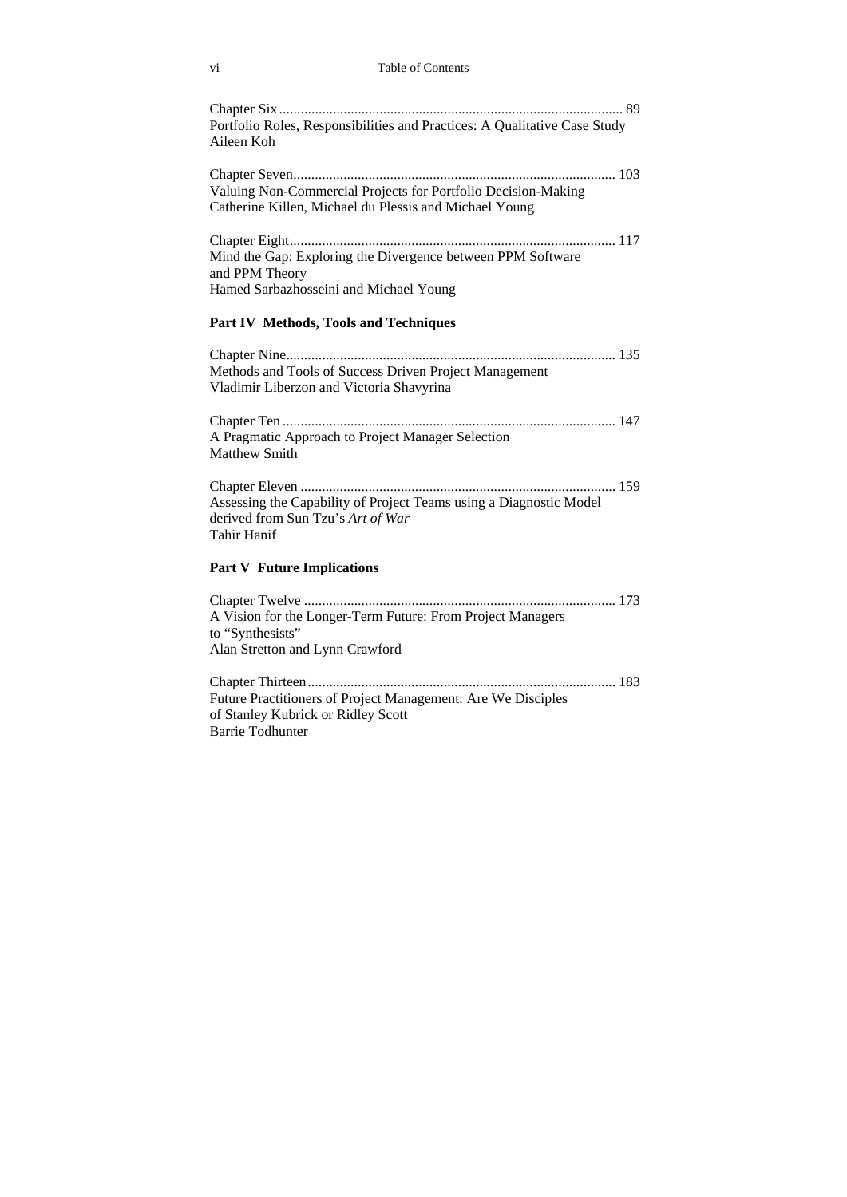Chapter Six ............................................................................................... 89
Portfolio Roles, Responsibilities and Practices: A Qualitative Case Study
Aileen Koh

Chapter Seven.......................................................................................... 103
Valuing Non-Commercial Projects for Portfolio Decision-Making
Catherine Killen, Michael du Plessis and Michael Young

Chapter Eight........................................................................................... 117
Mind the Gap: Exploring the Divergence between PPM Software and PPM Theory
Hamed Sarbazhosseini and Michael Young

## Part IV Methods, Tools and Techniques

Chapter Nine............................................................................................ 135
Methods and Tools of Success Driven Project Management
Vladimir Liberzon and Victoria Shavyrina

Chapter Ten ............................................................................................. 147
A Pragmatic Approach to Project Manager Selection
Matthew Smith

Chapter Eleven ........................................................................................ 159
Assessing the Capability of Project Teams using a Diagnostic Model derived from Sun Tzu's *Art of War*
Tahir Hanif

## Part V Future Implications

Chapter Twelve ....................................................................................... 173
A Vision for the Longer-Term Future: From Project Managers to "Synthesists"
Alan Stretton and Lynn Crawford

Chapter Thirteen...................................................................................... 183
Future Practitioners of Project Management: Are We Disciples of Stanley Kubrick or Ridley Scott
Barrie Todhunter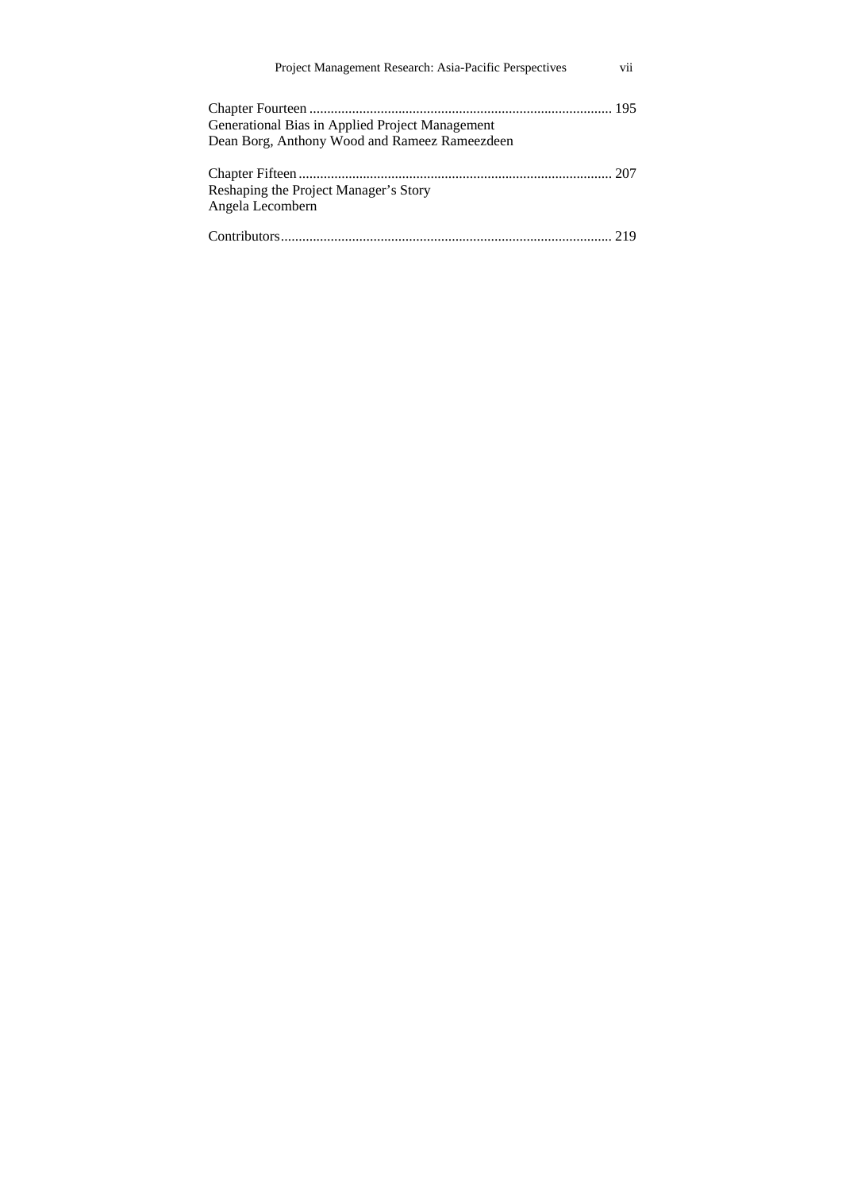Chapter Fourteen ..................................................................................... 195
Generational Bias in Applied Project Management
Dean Borg, Anthony Wood and Rameez Rameezdeen

Chapter Fifteen ........................................................................................ 207
Reshaping the Project Manager's Story
Angela Lecombern

Contributors............................................................................................. 219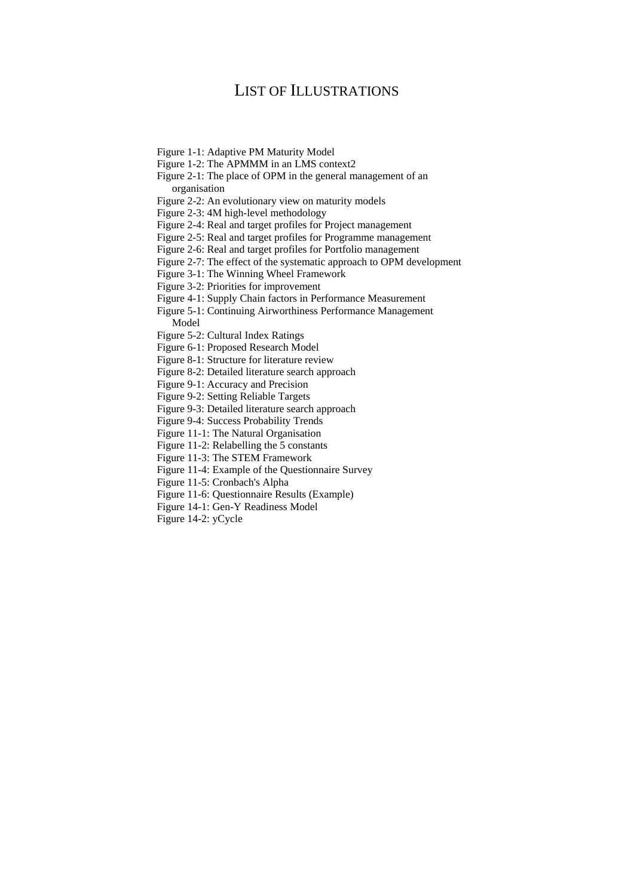# List of Illustrations

Figure 1-1: Adaptive PM Maturity Model
Figure 1-2: The APMMM in an LMS context2
Figure 2-1: The place of OPM in the general management of an organisation
Figure 2-2: An evolutionary view on maturity models
Figure 2-3: 4M high-level methodology
Figure 2-4: Real and target profiles for Project management
Figure 2-5: Real and target profiles for Programme management
Figure 2-6: Real and target profiles for Portfolio management
Figure 2-7: The effect of the systematic approach to OPM development
Figure 3-1: The Winning Wheel Framework
Figure 3-2: Priorities for improvement
Figure 4-1: Supply Chain factors in Performance Measurement
Figure 5-1: Continuing Airworthiness Performance Management Model
Figure 5-2: Cultural Index Ratings
Figure 6-1: Proposed Research Model
Figure 8-1: Structure for literature review
Figure 8-2: Detailed literature search approach
Figure 9-1: Accuracy and Precision
Figure 9-2: Setting Reliable Targets
Figure 9-3: Detailed literature search approach
Figure 9-4: Success Probability Trends
Figure 11-1: The Natural Organisation
Figure 11-2: Relabelling the 5 constants
Figure 11-3: The STEM Framework
Figure 11-4: Example of the Questionnaire Survey
Figure 11-5: Cronbach's Alpha
Figure 11-6: Questionnaire Results (Example)
Figure 14-1: Gen-Y Readiness Model
Figure 14-2: yCycle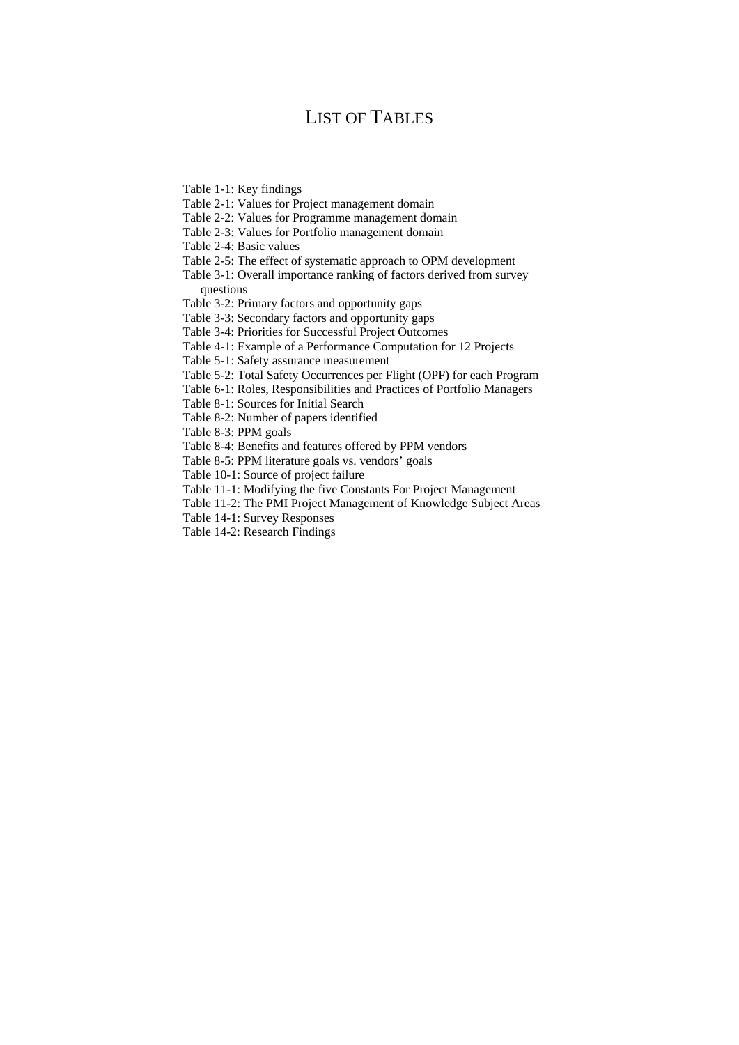# List of Tables

Table 1-1: Key findings
Table 2-1: Values for Project management domain
Table 2-2: Values for Programme management domain
Table 2-3: Values for Portfolio management domain
Table 2-4: Basic values
Table 2-5: The effect of systematic approach to OPM development
Table 3-1: Overall importance ranking of factors derived from survey questions
Table 3-2: Primary factors and opportunity gaps
Table 3-3: Secondary factors and opportunity gaps
Table 3-4: Priorities for Successful Project Outcomes
Table 4-1: Example of a Performance Computation for 12 Projects
Table 5-1: Safety assurance measurement
Table 5-2: Total Safety Occurrences per Flight (OPF) for each Program
Table 6-1: Roles, Responsibilities and Practices of Portfolio Managers
Table 8-1: Sources for Initial Search
Table 8-2: Number of papers identified
Table 8-3: PPM goals
Table 8-4: Benefits and features offered by PPM vendors
Table 8-5: PPM literature goals vs. vendors' goals
Table 10-1: Source of project failure
Table 11-1: Modifying the five Constants For Project Management
Table 11-2: The PMI Project Management of Knowledge Subject Areas
Table 14-1: Survey Responses
Table 14-2: Research Findings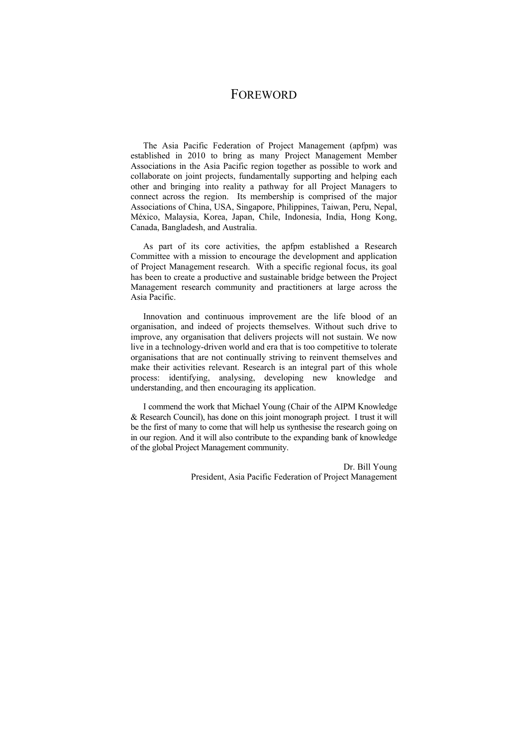# FOREWORD

The Asia Pacific Federation of Project Management (apfpm) was established in 2010 to bring as many Project Management Member Associations in the Asia Pacific region together as possible to work and collaborate on joint projects, fundamentally supporting and helping each other and bringing into reality a pathway for all Project Managers to connect across the region. Its membership is comprised of the major Associations of China, USA, Singapore, Philippines, Taiwan, Peru, Nepal, México, Malaysia, Korea, Japan, Chile, Indonesia, India, Hong Kong, Canada, Bangladesh, and Australia.

As part of its core activities, the apfpm established a Research Committee with a mission to encourage the development and application of Project Management research. With a specific regional focus, its goal has been to create a productive and sustainable bridge between the Project Management research community and practitioners at large across the Asia Pacific.

Innovation and continuous improvement are the life blood of an organisation, and indeed of projects themselves. Without such drive to improve, any organisation that delivers projects will not sustain. We now live in a technology-driven world and era that is too competitive to tolerate organisations that are not continually striving to reinvent themselves and make their activities relevant. Research is an integral part of this whole process: identifying, analysing, developing new knowledge and understanding, and then encouraging its application.

I commend the work that Michael Young (Chair of the AIPM Knowledge & Research Council), has done on this joint monograph project. I trust it will be the first of many to come that will help us synthesise the research going on in our region. And it will also contribute to the expanding bank of knowledge of the global Project Management community.

Dr. Bill Young
President, Asia Pacific Federation of Project Management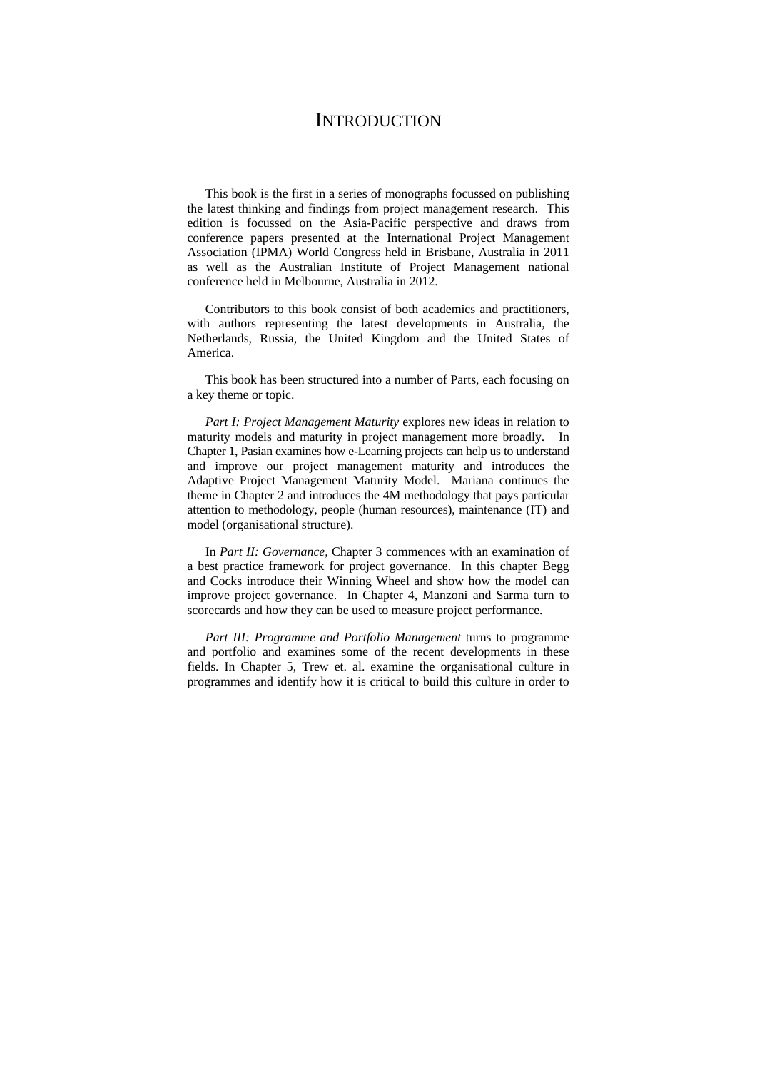# INTRODUCTION

This book is the first in a series of monographs focussed on publishing the latest thinking and findings from project management research. This edition is focussed on the Asia-Pacific perspective and draws from conference papers presented at the International Project Management Association (IPMA) World Congress held in Brisbane, Australia in 2011 as well as the Australian Institute of Project Management national conference held in Melbourne, Australia in 2012.

Contributors to this book consist of both academics and practitioners, with authors representing the latest developments in Australia, the Netherlands, Russia, the United Kingdom and the United States of America.

This book has been structured into a number of Parts, each focusing on a key theme or topic.

*Part I: Project Management Maturity* explores new ideas in relation to maturity models and maturity in project management more broadly. In Chapter 1, Pasian examines how e-Learning projects can help us to understand and improve our project management maturity and introduces the Adaptive Project Management Maturity Model. Mariana continues the theme in Chapter 2 and introduces the 4M methodology that pays particular attention to methodology, people (human resources), maintenance (IT) and model (organisational structure).

In *Part II: Governance*, Chapter 3 commences with an examination of a best practice framework for project governance. In this chapter Begg and Cocks introduce their Winning Wheel and show how the model can improve project governance. In Chapter 4, Manzoni and Sarma turn to scorecards and how they can be used to measure project performance.

*Part III: Programme and Portfolio Management* turns to programme and portfolio and examines some of the recent developments in these fields. In Chapter 5, Trew et. al. examine the organisational culture in programmes and identify how it is critical to build this culture in order to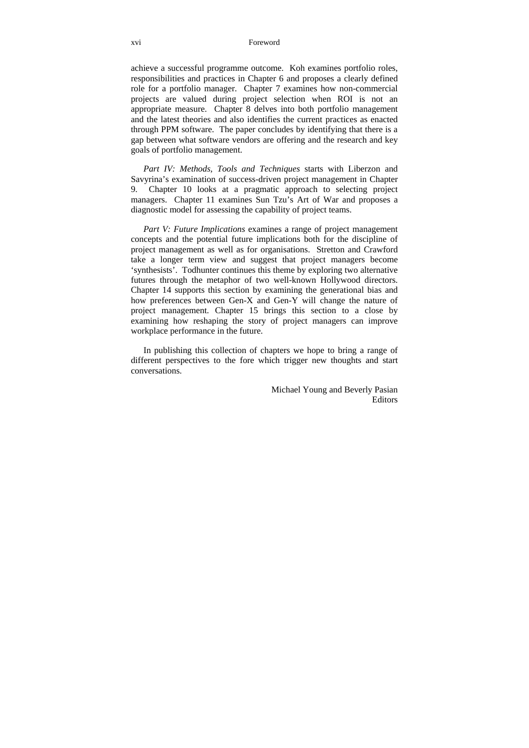achieve a successful programme outcome. Koh examines portfolio roles, responsibilities and practices in Chapter 6 and proposes a clearly defined role for a portfolio manager. Chapter 7 examines how non-commercial projects are valued during project selection when ROI is not an appropriate measure. Chapter 8 delves into both portfolio management and the latest theories and also identifies the current practices as enacted through PPM software. The paper concludes by identifying that there is a gap between what software vendors are offering and the research and key goals of portfolio management.

*Part IV: Methods, Tools and Techniques* starts with Liberzon and Savyrina's examination of success-driven project management in Chapter 9. Chapter 10 looks at a pragmatic approach to selecting project managers. Chapter 11 examines Sun Tzu's Art of War and proposes a diagnostic model for assessing the capability of project teams.

*Part V: Future Implications* examines a range of project management concepts and the potential future implications both for the discipline of project management as well as for organisations. Stretton and Crawford take a longer term view and suggest that project managers become 'synthesists'. Todhunter continues this theme by exploring two alternative futures through the metaphor of two well-known Hollywood directors. Chapter 14 supports this section by examining the generational bias and how preferences between Gen-X and Gen-Y will change the nature of project management. Chapter 15 brings this section to a close by examining how reshaping the story of project managers can improve workplace performance in the future.

In publishing this collection of chapters we hope to bring a range of different perspectives to the fore which trigger new thoughts and start conversations.

Michael Young and Beverly Pasian
Editors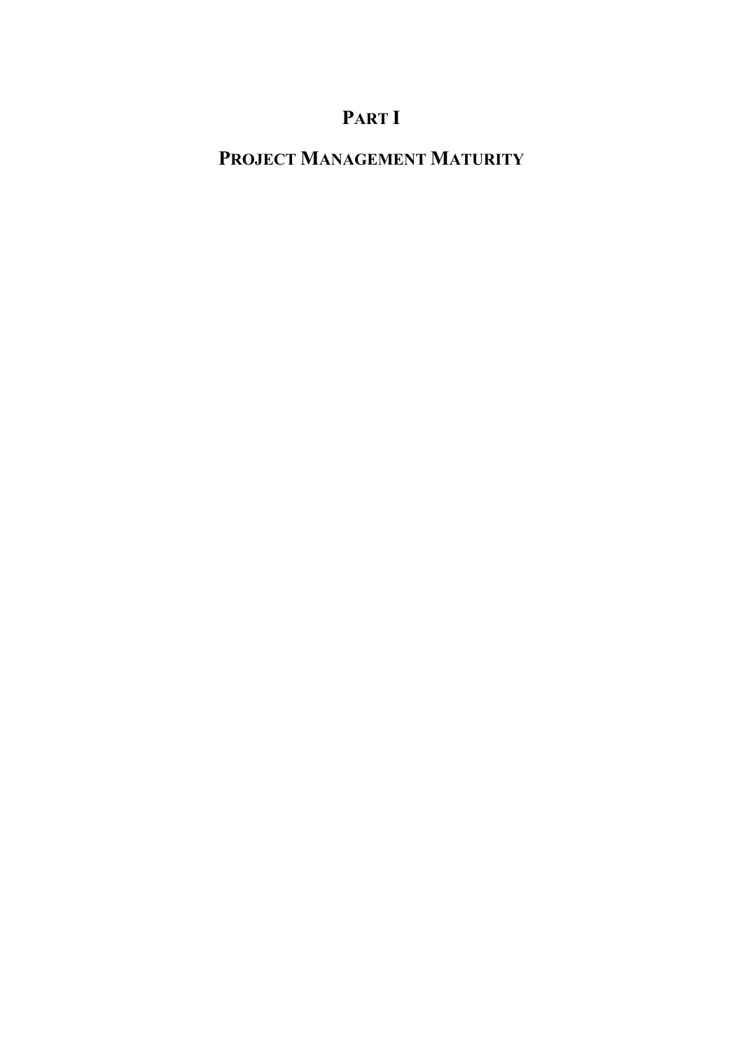# PART I

# PROJECT MANAGEMENT MATURITY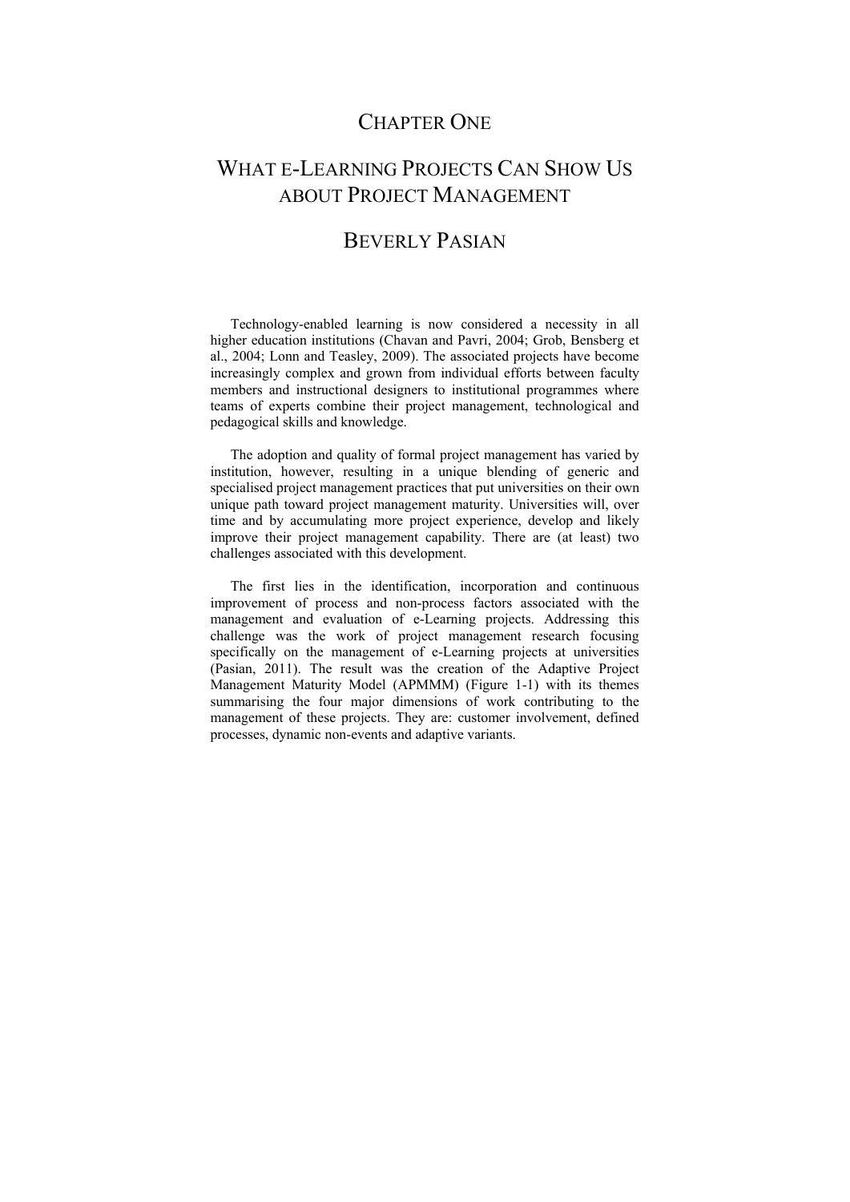# CHAPTER ONE

# WHAT E-LEARNING PROJECTS CAN SHOW US ABOUT PROJECT MANAGEMENT

## BEVERLY PASIAN

Technology-enabled learning is now considered a necessity in all higher education institutions (Chavan and Pavri, 2004; Grob, Bensberg et al., 2004; Lonn and Teasley, 2009). The associated projects have become increasingly complex and grown from individual efforts between faculty members and instructional designers to institutional programmes where teams of experts combine their project management, technological and pedagogical skills and knowledge.

The adoption and quality of formal project management has varied by institution, however, resulting in a unique blending of generic and specialised project management practices that put universities on their own unique path toward project management maturity. Universities will, over time and by accumulating more project experience, develop and likely improve their project management capability. There are (at least) two challenges associated with this development.

The first lies in the identification, incorporation and continuous improvement of process and non-process factors associated with the management and evaluation of e-Learning projects. Addressing this challenge was the work of project management research focusing specifically on the management of e-Learning projects at universities (Pasian, 2011). The result was the creation of the Adaptive Project Management Maturity Model (APMMM) (Figure 1-1) with its themes summarising the four major dimensions of work contributing to the management of these projects. They are: customer involvement, defined processes, dynamic non-events and adaptive variants.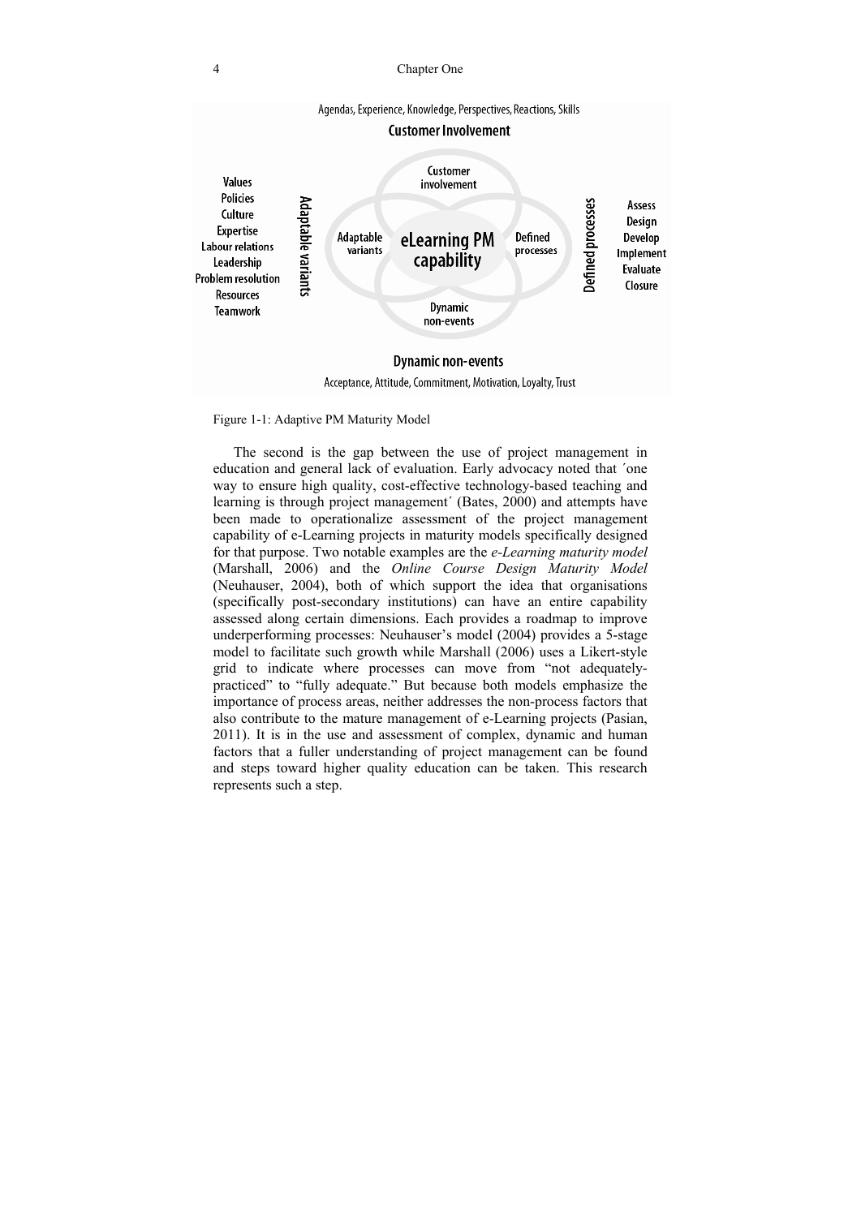Agendas, Experience, Knowledge, Perspectives, Reactions, Skills

**Customer Involvement**

Values
Policies
Culture
Expertise
Labour relations
Leadership
Problem resolution
Resources
Teamwork

Adaptable variants

Customer involvement

Adaptable variants

eLearning PM capability

Defined processes

Dynamic non-events

Defined processes

Assess
Design
Develop
Implement
Evaluate
Closure

**Dynamic non-events**

Acceptance, Attitude, Commitment, Motivation, Loyalty, Trust

Figure 1-1: Adaptive PM Maturity Model

The second is the gap between the use of project management in education and general lack of evaluation. Early advocacy noted that ´one way to ensure high quality, cost-effective technology-based teaching and learning is through project management´ (Bates, 2000) and attempts have been made to operationalize assessment of the project management capability of e-Learning projects in maturity models specifically designed for that purpose. Two notable examples are the *e-Learning maturity model* (Marshall, 2006) and the *Online Course Design Maturity Model* (Neuhauser, 2004), both of which support the idea that organisations (specifically post-secondary institutions) can have an entire capability assessed along certain dimensions. Each provides a roadmap to improve underperforming processes: Neuhauser's model (2004) provides a 5-stage model to facilitate such growth while Marshall (2006) uses a Likert-style grid to indicate where processes can move from "not adequately-practiced" to "fully adequate." But because both models emphasize the importance of process areas, neither addresses the non-process factors that also contribute to the mature management of e-Learning projects (Pasian, 2011). It is in the use and assessment of complex, dynamic and human factors that a fuller understanding of project management can be found and steps toward higher quality education can be taken. This research represents such a step.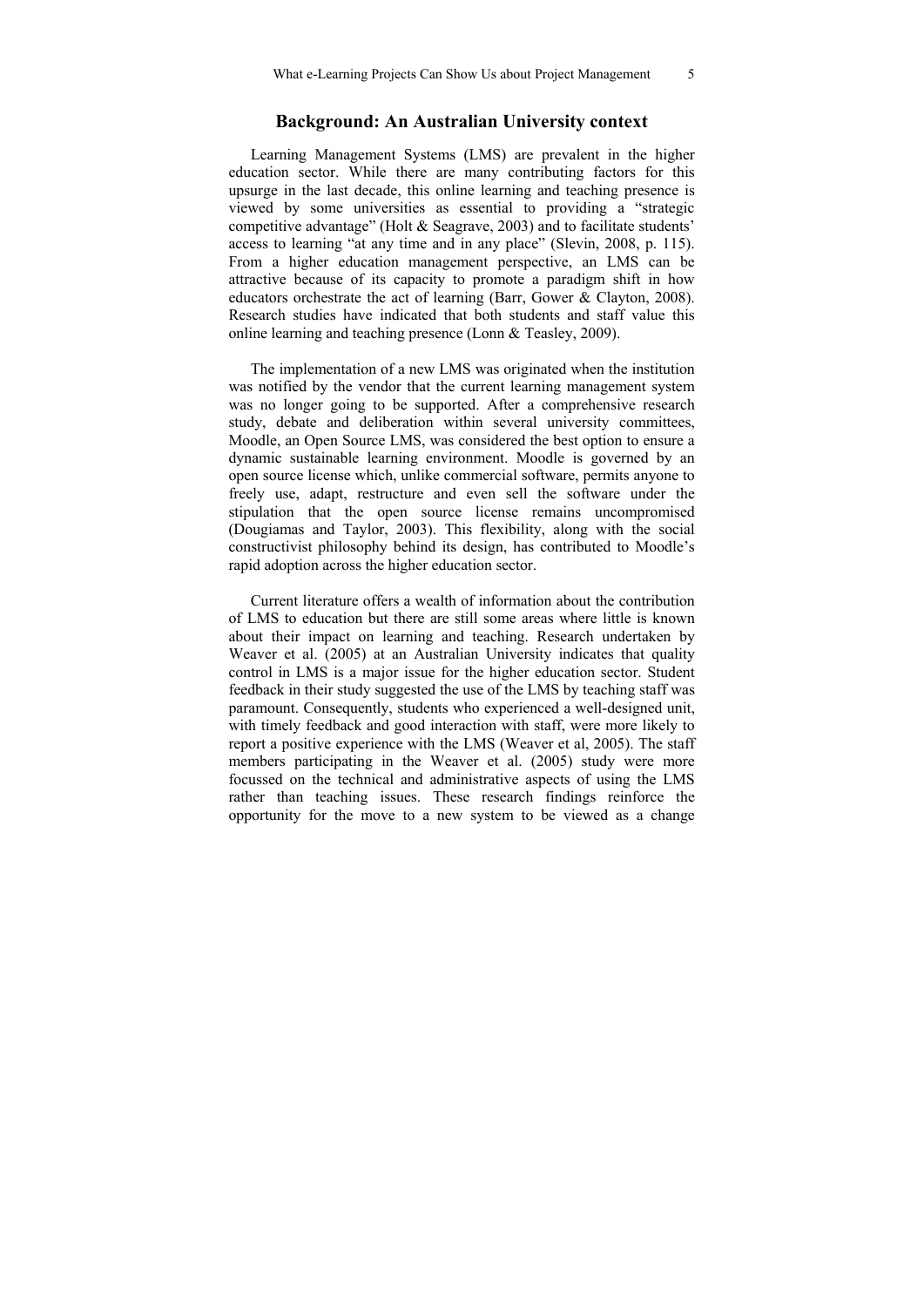## Background: An Australian University context

Learning Management Systems (LMS) are prevalent in the higher education sector. While there are many contributing factors for this upsurge in the last decade, this online learning and teaching presence is viewed by some universities as essential to providing a "strategic competitive advantage" (Holt & Seagrave, 2003) and to facilitate students' access to learning "at any time and in any place" (Slevin, 2008, p. 115). From a higher education management perspective, an LMS can be attractive because of its capacity to promote a paradigm shift in how educators orchestrate the act of learning (Barr, Gower & Clayton, 2008). Research studies have indicated that both students and staff value this online learning and teaching presence (Lonn & Teasley, 2009).

The implementation of a new LMS was originated when the institution was notified by the vendor that the current learning management system was no longer going to be supported. After a comprehensive research study, debate and deliberation within several university committees, Moodle, an Open Source LMS, was considered the best option to ensure a dynamic sustainable learning environment. Moodle is governed by an open source license which, unlike commercial software, permits anyone to freely use, adapt, restructure and even sell the software under the stipulation that the open source license remains uncompromised (Dougiamas and Taylor, 2003). This flexibility, along with the social constructivist philosophy behind its design, has contributed to Moodle's rapid adoption across the higher education sector.

Current literature offers a wealth of information about the contribution of LMS to education but there are still some areas where little is known about their impact on learning and teaching. Research undertaken by Weaver et al. (2005) at an Australian University indicates that quality control in LMS is a major issue for the higher education sector. Student feedback in their study suggested the use of the LMS by teaching staff was paramount. Consequently, students who experienced a well-designed unit, with timely feedback and good interaction with staff, were more likely to report a positive experience with the LMS (Weaver et al, 2005). The staff members participating in the Weaver et al. (2005) study were more focussed on the technical and administrative aspects of using the LMS rather than teaching issues. These research findings reinforce the opportunity for the move to a new system to be viewed as a change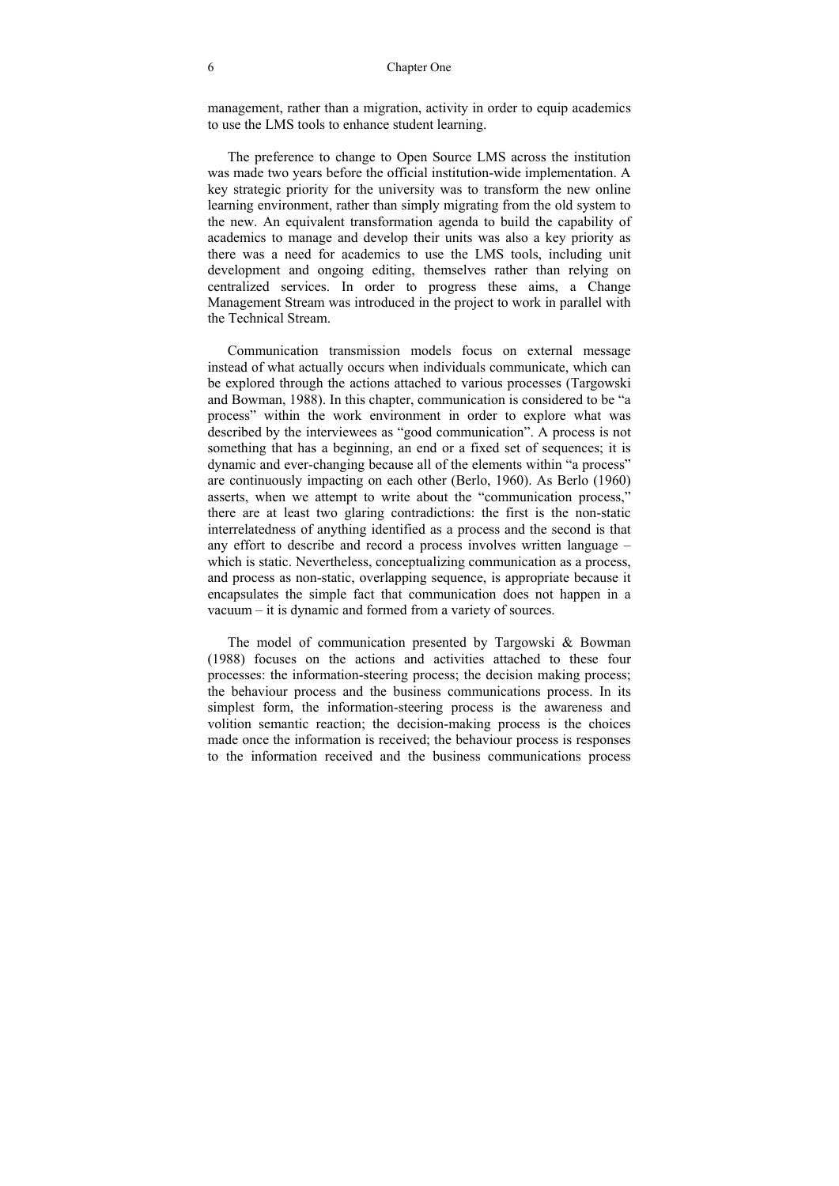management, rather than a migration, activity in order to equip academics to use the LMS tools to enhance student learning.

The preference to change to Open Source LMS across the institution was made two years before the official institution-wide implementation. A key strategic priority for the university was to transform the new online learning environment, rather than simply migrating from the old system to the new. An equivalent transformation agenda to build the capability of academics to manage and develop their units was also a key priority as there was a need for academics to use the LMS tools, including unit development and ongoing editing, themselves rather than relying on centralized services. In order to progress these aims, a Change Management Stream was introduced in the project to work in parallel with the Technical Stream.

Communication transmission models focus on external message instead of what actually occurs when individuals communicate, which can be explored through the actions attached to various processes (Targowski and Bowman, 1988). In this chapter, communication is considered to be "a process" within the work environment in order to explore what was described by the interviewees as "good communication". A process is not something that has a beginning, an end or a fixed set of sequences; it is dynamic and ever-changing because all of the elements within "a process" are continuously impacting on each other (Berlo, 1960). As Berlo (1960) asserts, when we attempt to write about the "communication process," there are at least two glaring contradictions: the first is the non-static interrelatedness of anything identified as a process and the second is that any effort to describe and record a process involves written language – which is static. Nevertheless, conceptualizing communication as a process, and process as non-static, overlapping sequence, is appropriate because it encapsulates the simple fact that communication does not happen in a vacuum – it is dynamic and formed from a variety of sources.

The model of communication presented by Targowski & Bowman (1988) focuses on the actions and activities attached to these four processes: the information-steering process; the decision making process; the behaviour process and the business communications process. In its simplest form, the information-steering process is the awareness and volition semantic reaction; the decision-making process is the choices made once the information is received; the behaviour process is responses to the information received and the business communications process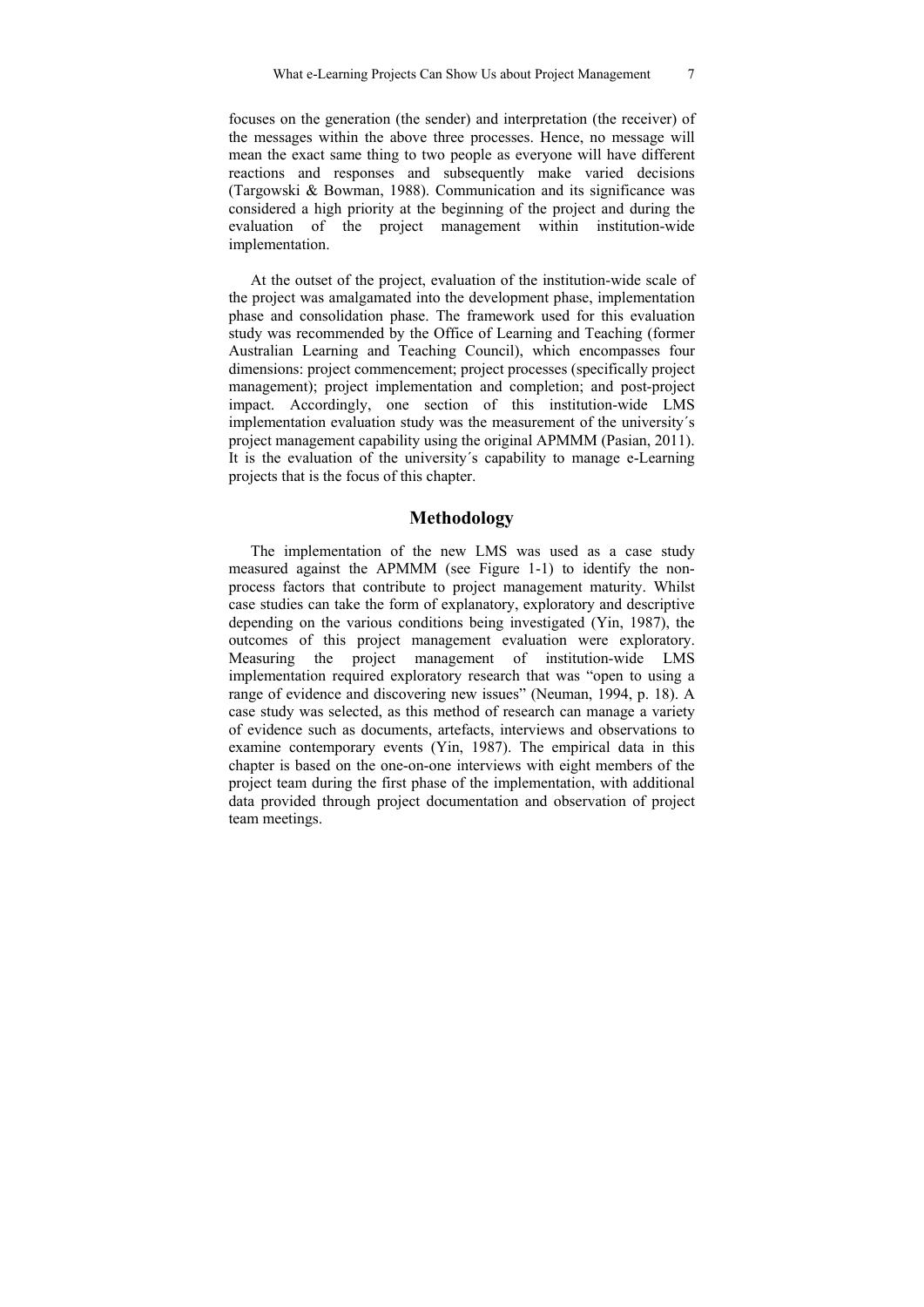focuses on the generation (the sender) and interpretation (the receiver) of the messages within the above three processes. Hence, no message will mean the exact same thing to two people as everyone will have different reactions and responses and subsequently make varied decisions (Targowski & Bowman, 1988). Communication and its significance was considered a high priority at the beginning of the project and during the evaluation of the project management within institution-wide implementation.

At the outset of the project, evaluation of the institution-wide scale of the project was amalgamated into the development phase, implementation phase and consolidation phase. The framework used for this evaluation study was recommended by the Office of Learning and Teaching (former Australian Learning and Teaching Council), which encompasses four dimensions: project commencement; project processes (specifically project management); project implementation and completion; and post-project impact. Accordingly, one section of this institution-wide LMS implementation evaluation study was the measurement of the university´s project management capability using the original APMMM (Pasian, 2011). It is the evaluation of the university´s capability to manage e-Learning projects that is the focus of this chapter.

## Methodology

The implementation of the new LMS was used as a case study measured against the APMMM (see Figure 1-1) to identify the non-process factors that contribute to project management maturity. Whilst case studies can take the form of explanatory, exploratory and descriptive depending on the various conditions being investigated (Yin, 1987), the outcomes of this project management evaluation were exploratory. Measuring the project management of institution-wide LMS implementation required exploratory research that was "open to using a range of evidence and discovering new issues" (Neuman, 1994, p. 18). A case study was selected, as this method of research can manage a variety of evidence such as documents, artefacts, interviews and observations to examine contemporary events (Yin, 1987). The empirical data in this chapter is based on the one-on-one interviews with eight members of the project team during the first phase of the implementation, with additional data provided through project documentation and observation of project team meetings.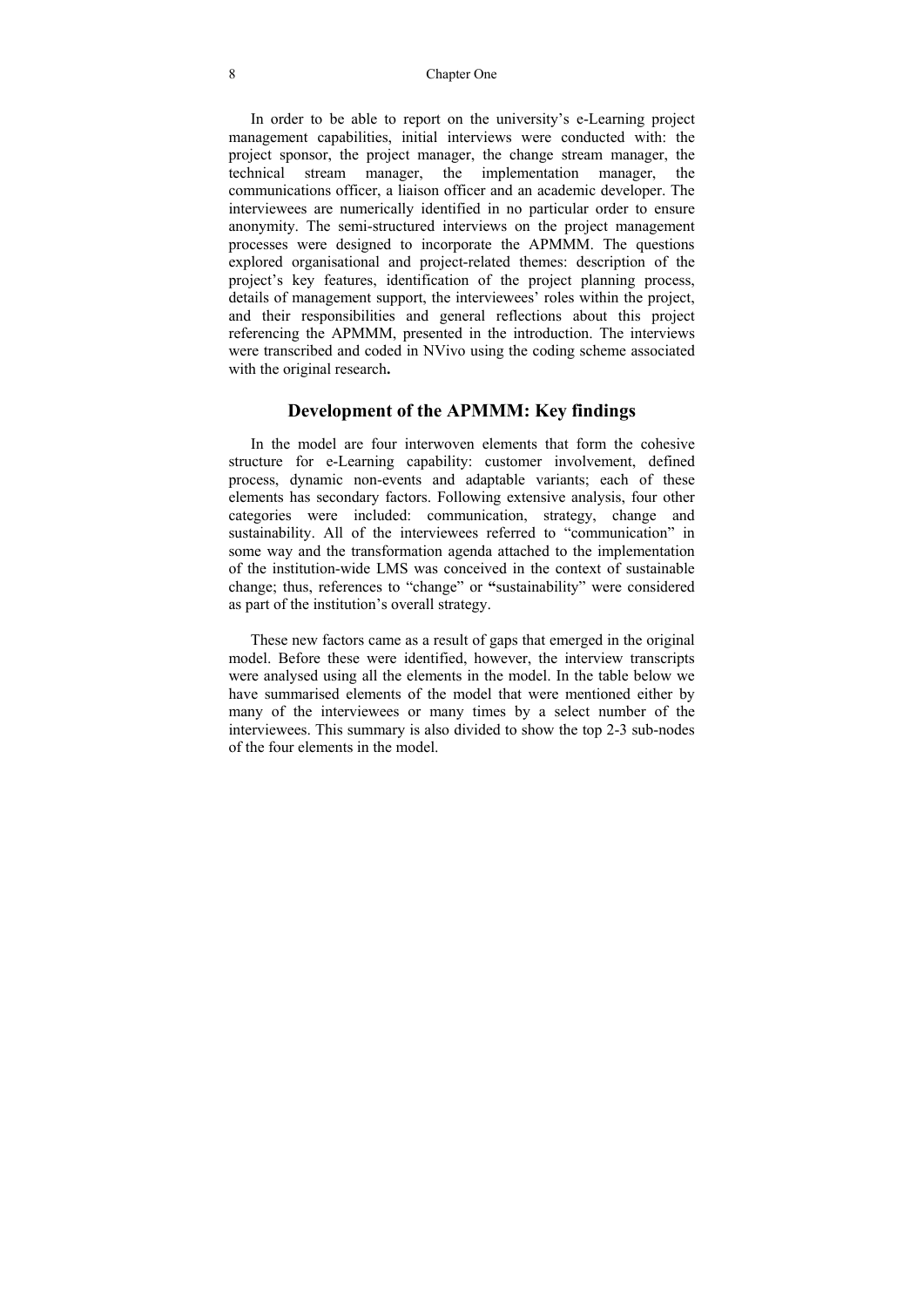In order to be able to report on the university's e-Learning project management capabilities, initial interviews were conducted with: the project sponsor, the project manager, the change stream manager, the technical stream manager, the implementation manager, the communications officer, a liaison officer and an academic developer. The interviewees are numerically identified in no particular order to ensure anonymity. The semi-structured interviews on the project management processes were designed to incorporate the APMMM. The questions explored organisational and project-related themes: description of the project's key features, identification of the project planning process, details of management support, the interviewees' roles within the project, and their responsibilities and general reflections about this project referencing the APMMM, presented in the introduction. The interviews were transcribed and coded in NVivo using the coding scheme associated with the original research.

## Development of the APMMM: Key findings

In the model are four interwoven elements that form the cohesive structure for e-Learning capability: customer involvement, defined process, dynamic non-events and adaptable variants; each of these elements has secondary factors. Following extensive analysis, four other categories were included: communication, strategy, change and sustainability. All of the interviewees referred to "communication" in some way and the transformation agenda attached to the implementation of the institution-wide LMS was conceived in the context of sustainable change; thus, references to "change" or "sustainability" were considered as part of the institution's overall strategy.

These new factors came as a result of gaps that emerged in the original model. Before these were identified, however, the interview transcripts were analysed using all the elements in the model. In the table below we have summarised elements of the model that were mentioned either by many of the interviewees or many times by a select number of the interviewees. This summary is also divided to show the top 2-3 sub-nodes of the four elements in the model.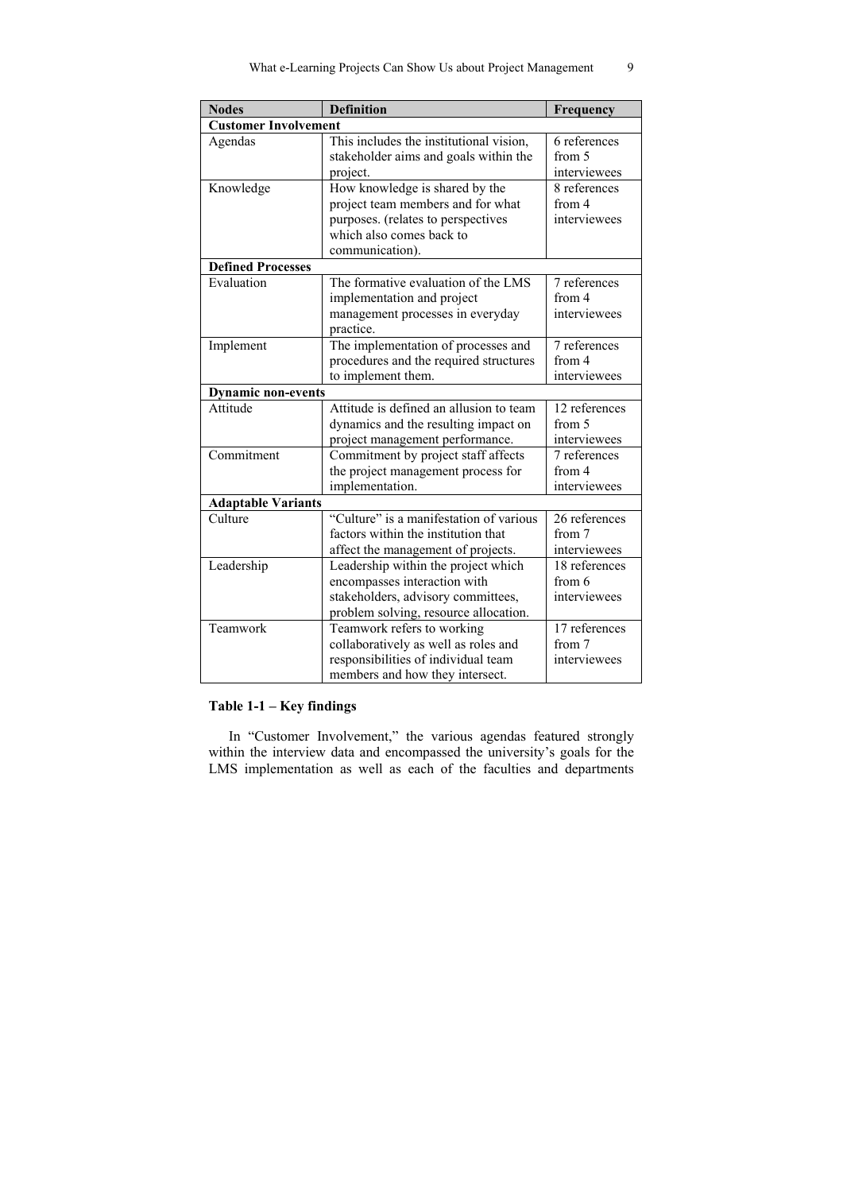| Nodes | Definition | Frequency |
|---|---|---|
| **Customer Involvement** | | |
| Agendas | This includes the institutional vision, stakeholder aims and goals within the project. | 6 references from 5 interviewees |
| Knowledge | How knowledge is shared by the project team members and for what purposes. (relates to perspectives which also comes back to communication). | 8 references from 4 interviewees |
| **Defined Processes** | | |
| Evaluation | The formative evaluation of the LMS implementation and project management processes in everyday practice. | 7 references from 4 interviewees |
| Implement | The implementation of processes and procedures and the required structures to implement them. | 7 references from 4 interviewees |
| **Dynamic non-events** | | |
| Attitude | Attitude is defined an allusion to team dynamics and the resulting impact on project management performance. | 12 references from 5 interviewees |
| Commitment | Commitment by project staff affects the project management process for implementation. | 7 references from 4 interviewees |
| **Adaptable Variants** | | |
| Culture | "Culture" is a manifestation of various factors within the institution that affect the management of projects. | 26 references from 7 interviewees |
| Leadership | Leadership within the project which encompasses interaction with stakeholders, advisory committees, problem solving, resource allocation. | 18 references from 6 interviewees |
| Teamwork | Teamwork refers to working collaboratively as well as roles and responsibilities of individual team members and how they intersect. | 17 references from 7 interviewees |

**Table 1-1 – Key findings**

In "Customer Involvement," the various agendas featured strongly within the interview data and encompassed the university's goals for the LMS implementation as well as each of the faculties and departments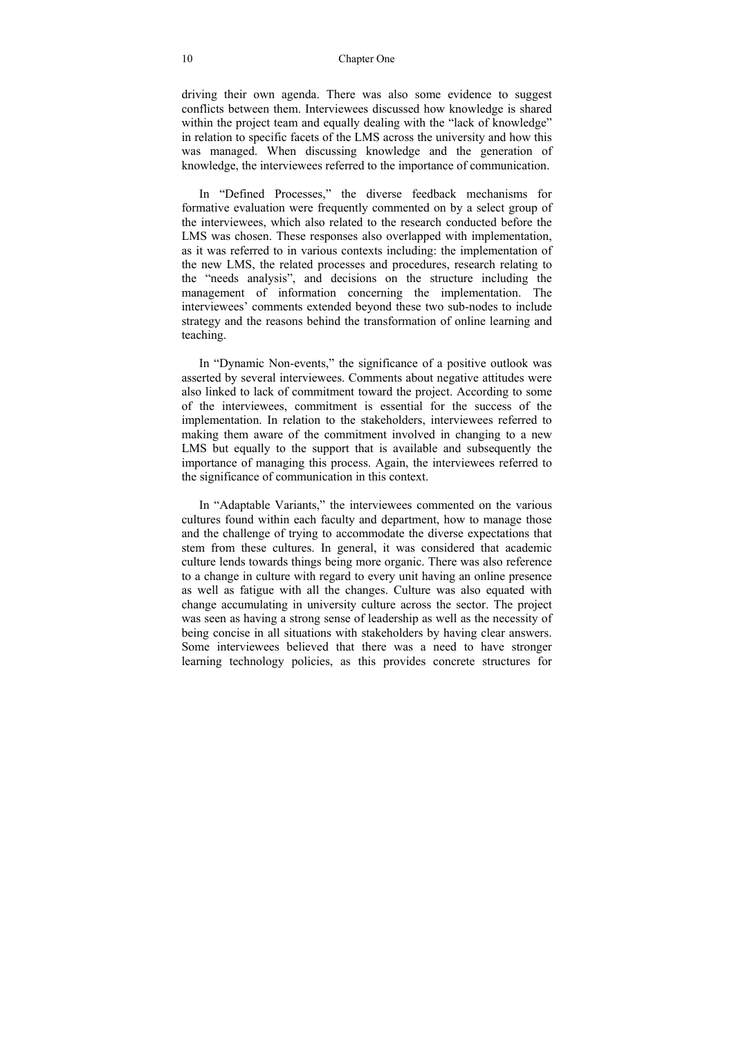driving their own agenda. There was also some evidence to suggest conflicts between them. Interviewees discussed how knowledge is shared within the project team and equally dealing with the "lack of knowledge" in relation to specific facets of the LMS across the university and how this was managed. When discussing knowledge and the generation of knowledge, the interviewees referred to the importance of communication.

In "Defined Processes," the diverse feedback mechanisms for formative evaluation were frequently commented on by a select group of the interviewees, which also related to the research conducted before the LMS was chosen. These responses also overlapped with implementation, as it was referred to in various contexts including: the implementation of the new LMS, the related processes and procedures, research relating to the "needs analysis", and decisions on the structure including the management of information concerning the implementation. The interviewees' comments extended beyond these two sub-nodes to include strategy and the reasons behind the transformation of online learning and teaching.

In "Dynamic Non-events," the significance of a positive outlook was asserted by several interviewees. Comments about negative attitudes were also linked to lack of commitment toward the project. According to some of the interviewees, commitment is essential for the success of the implementation. In relation to the stakeholders, interviewees referred to making them aware of the commitment involved in changing to a new LMS but equally to the support that is available and subsequently the importance of managing this process. Again, the interviewees referred to the significance of communication in this context.

In "Adaptable Variants," the interviewees commented on the various cultures found within each faculty and department, how to manage those and the challenge of trying to accommodate the diverse expectations that stem from these cultures. In general, it was considered that academic culture lends towards things being more organic. There was also reference to a change in culture with regard to every unit having an online presence as well as fatigue with all the changes. Culture was also equated with change accumulating in university culture across the sector. The project was seen as having a strong sense of leadership as well as the necessity of being concise in all situations with stakeholders by having clear answers. Some interviewees believed that there was a need to have stronger learning technology policies, as this provides concrete structures for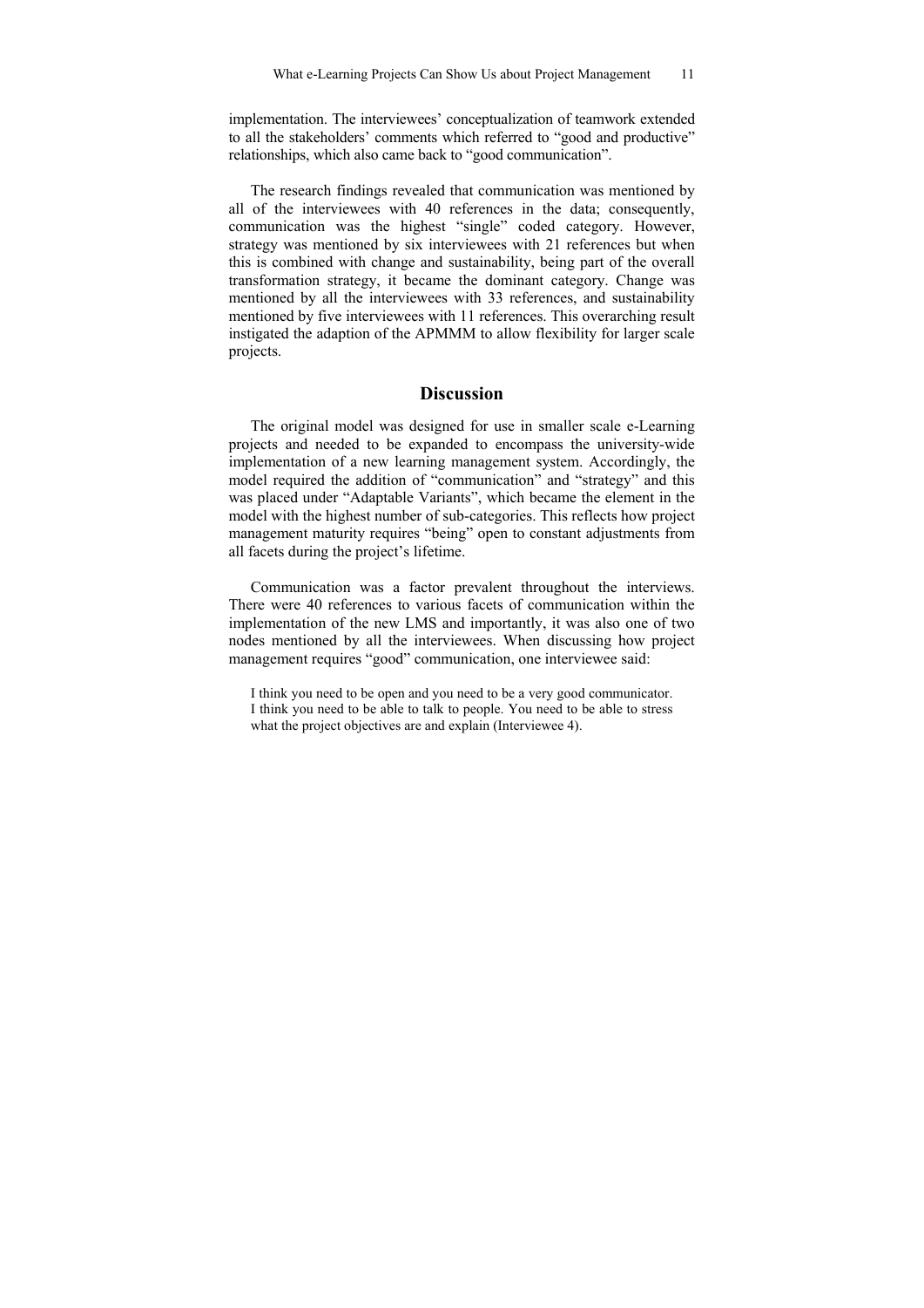implementation. The interviewees' conceptualization of teamwork extended to all the stakeholders' comments which referred to "good and productive" relationships, which also came back to "good communication".

The research findings revealed that communication was mentioned by all of the interviewees with 40 references in the data; consequently, communication was the highest "single" coded category. However, strategy was mentioned by six interviewees with 21 references but when this is combined with change and sustainability, being part of the overall transformation strategy, it became the dominant category. Change was mentioned by all the interviewees with 33 references, and sustainability mentioned by five interviewees with 11 references. This overarching result instigated the adaption of the APMMM to allow flexibility for larger scale projects.

## Discussion

The original model was designed for use in smaller scale e-Learning projects and needed to be expanded to encompass the university-wide implementation of a new learning management system. Accordingly, the model required the addition of "communication" and "strategy" and this was placed under "Adaptable Variants", which became the element in the model with the highest number of sub-categories. This reflects how project management maturity requires "being" open to constant adjustments from all facets during the project's lifetime.

Communication was a factor prevalent throughout the interviews. There were 40 references to various facets of communication within the implementation of the new LMS and importantly, it was also one of two nodes mentioned by all the interviewees. When discussing how project management requires "good" communication, one interviewee said:

> I think you need to be open and you need to be a very good communicator. I think you need to be able to talk to people. You need to be able to stress what the project objectives are and explain (Interviewee 4).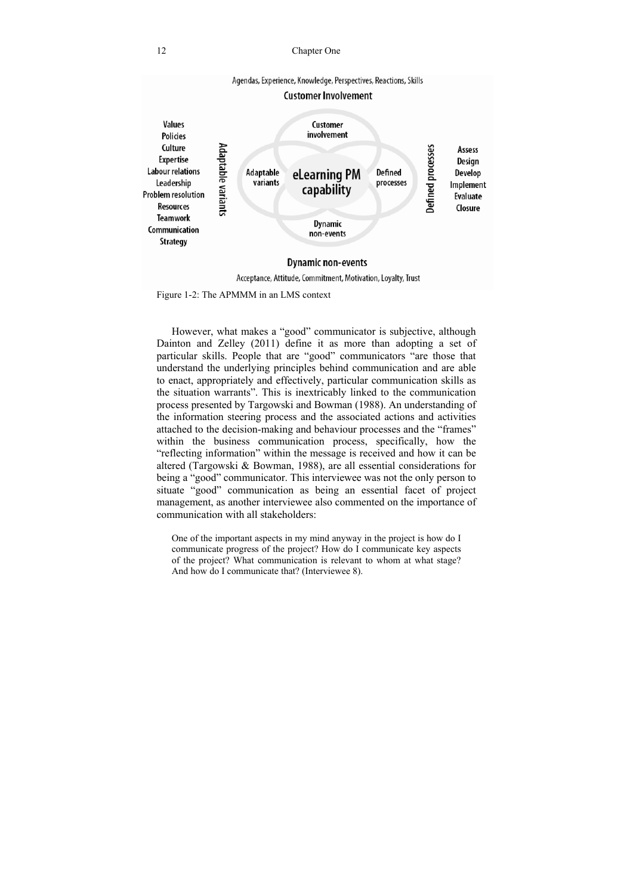Figure 1-2: The APMMM in an LMS context

However, what makes a "good" communicator is subjective, although Dainton and Zelley (2011) define it as more than adopting a set of particular skills. People that are "good" communicators "are those that understand the underlying principles behind communication and are able to enact, appropriately and effectively, particular communication skills as the situation warrants". This is inextricably linked to the communication process presented by Targowski and Bowman (1988). An understanding of the information steering process and the associated actions and activities attached to the decision-making and behaviour processes and the "frames" within the business communication process, specifically, how the "reflecting information" within the message is received and how it can be altered (Targowski & Bowman, 1988), are all essential considerations for being a "good" communicator. This interviewee was not the only person to situate "good" communication as being an essential facet of project management, as another interviewee also commented on the importance of communication with all stakeholders:

> One of the important aspects in my mind anyway in the project is how do I communicate progress of the project? How do I communicate key aspects of the project? What communication is relevant to whom at what stage? And how do I communicate that? (Interviewee 8).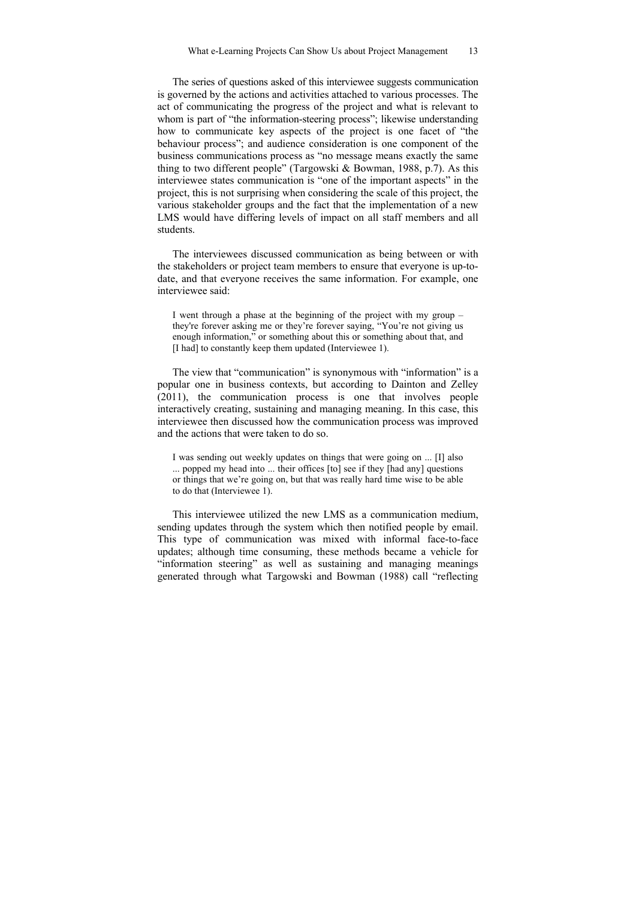The series of questions asked of this interviewee suggests communication is governed by the actions and activities attached to various processes. The act of communicating the progress of the project and what is relevant to whom is part of "the information-steering process"; likewise understanding how to communicate key aspects of the project is one facet of "the behaviour process"; and audience consideration is one component of the business communications process as "no message means exactly the same thing to two different people" (Targowski & Bowman, 1988, p.7). As this interviewee states communication is "one of the important aspects" in the project, this is not surprising when considering the scale of this project, the various stakeholder groups and the fact that the implementation of a new LMS would have differing levels of impact on all staff members and all students.

The interviewees discussed communication as being between or with the stakeholders or project team members to ensure that everyone is up-to-date, and that everyone receives the same information. For example, one interviewee said:

> I went through a phase at the beginning of the project with my group – they're forever asking me or they're forever saying, "You're not giving us enough information," or something about this or something about that, and [I had] to constantly keep them updated (Interviewee 1).

The view that "communication" is synonymous with "information" is a popular one in business contexts, but according to Dainton and Zelley (2011), the communication process is one that involves people interactively creating, sustaining and managing meaning. In this case, this interviewee then discussed how the communication process was improved and the actions that were taken to do so.

> I was sending out weekly updates on things that were going on ... [I] also ... popped my head into ... their offices [to] see if they [had any] questions or things that we're going on, but that was really hard time wise to be able to do that (Interviewee 1).

This interviewee utilized the new LMS as a communication medium, sending updates through the system which then notified people by email. This type of communication was mixed with informal face-to-face updates; although time consuming, these methods became a vehicle for "information steering" as well as sustaining and managing meanings generated through what Targowski and Bowman (1988) call "reflecting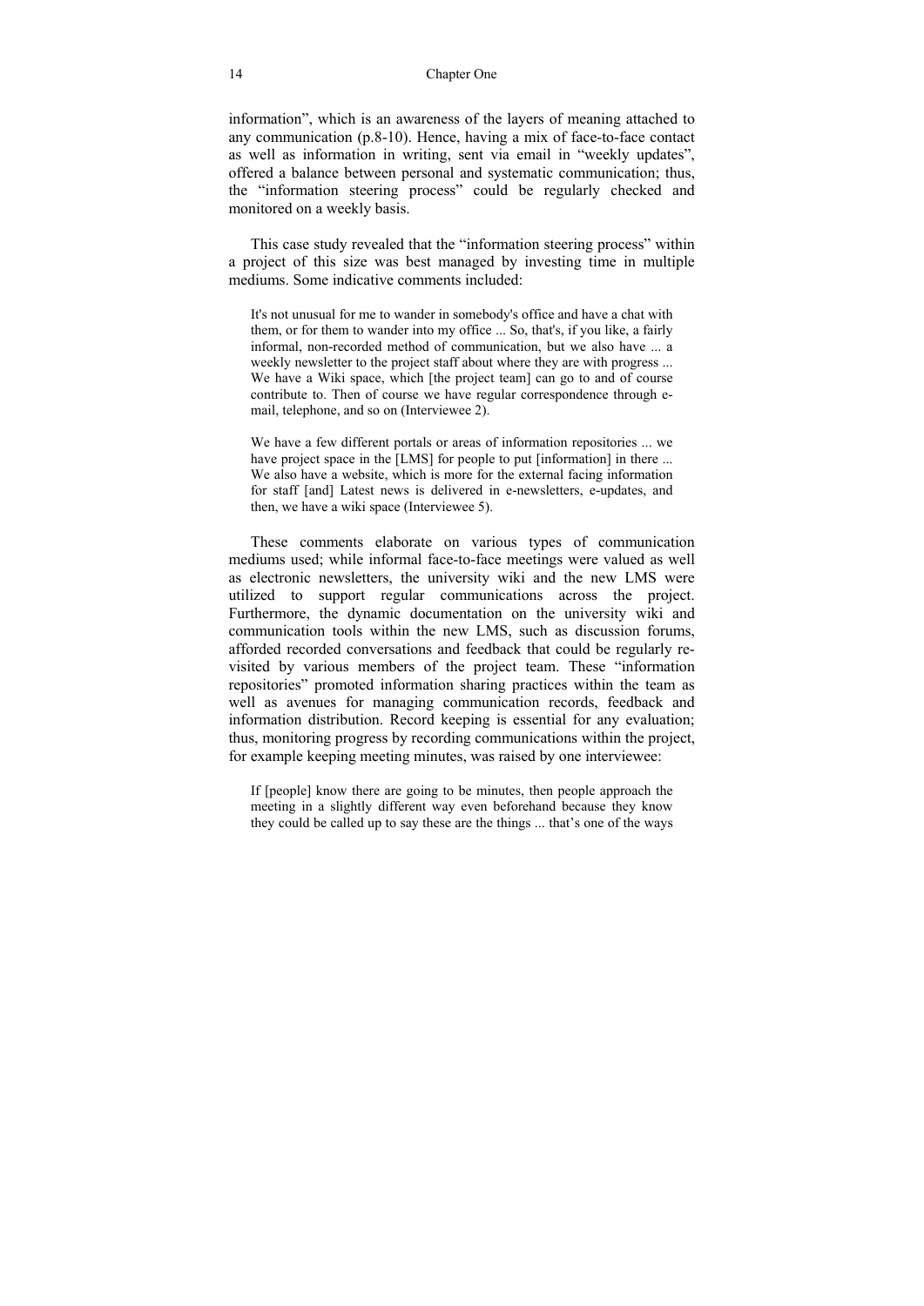information", which is an awareness of the layers of meaning attached to any communication (p.8-10). Hence, having a mix of face-to-face contact as well as information in writing, sent via email in "weekly updates", offered a balance between personal and systematic communication; thus, the "information steering process" could be regularly checked and monitored on a weekly basis.

This case study revealed that the "information steering process" within a project of this size was best managed by investing time in multiple mediums. Some indicative comments included:

> It's not unusual for me to wander in somebody's office and have a chat with them, or for them to wander into my office ... So, that's, if you like, a fairly informal, non-recorded method of communication, but we also have ... a weekly newsletter to the project staff about where they are with progress ... We have a Wiki space, which [the project team] can go to and of course contribute to. Then of course we have regular correspondence through e-mail, telephone, and so on (Interviewee 2).

> We have a few different portals or areas of information repositories ... we have project space in the [LMS] for people to put [information] in there ... We also have a website, which is more for the external facing information for staff [and] Latest news is delivered in e-newsletters, e-updates, and then, we have a wiki space (Interviewee 5).

These comments elaborate on various types of communication mediums used; while informal face-to-face meetings were valued as well as electronic newsletters, the university wiki and the new LMS were utilized to support regular communications across the project. Furthermore, the dynamic documentation on the university wiki and communication tools within the new LMS, such as discussion forums, afforded recorded conversations and feedback that could be regularly re-visited by various members of the project team. These "information repositories" promoted information sharing practices within the team as well as avenues for managing communication records, feedback and information distribution. Record keeping is essential for any evaluation; thus, monitoring progress by recording communications within the project, for example keeping meeting minutes, was raised by one interviewee:

> If [people] know there are going to be minutes, then people approach the meeting in a slightly different way even beforehand because they know they could be called up to say these are the things ... that's one of the ways